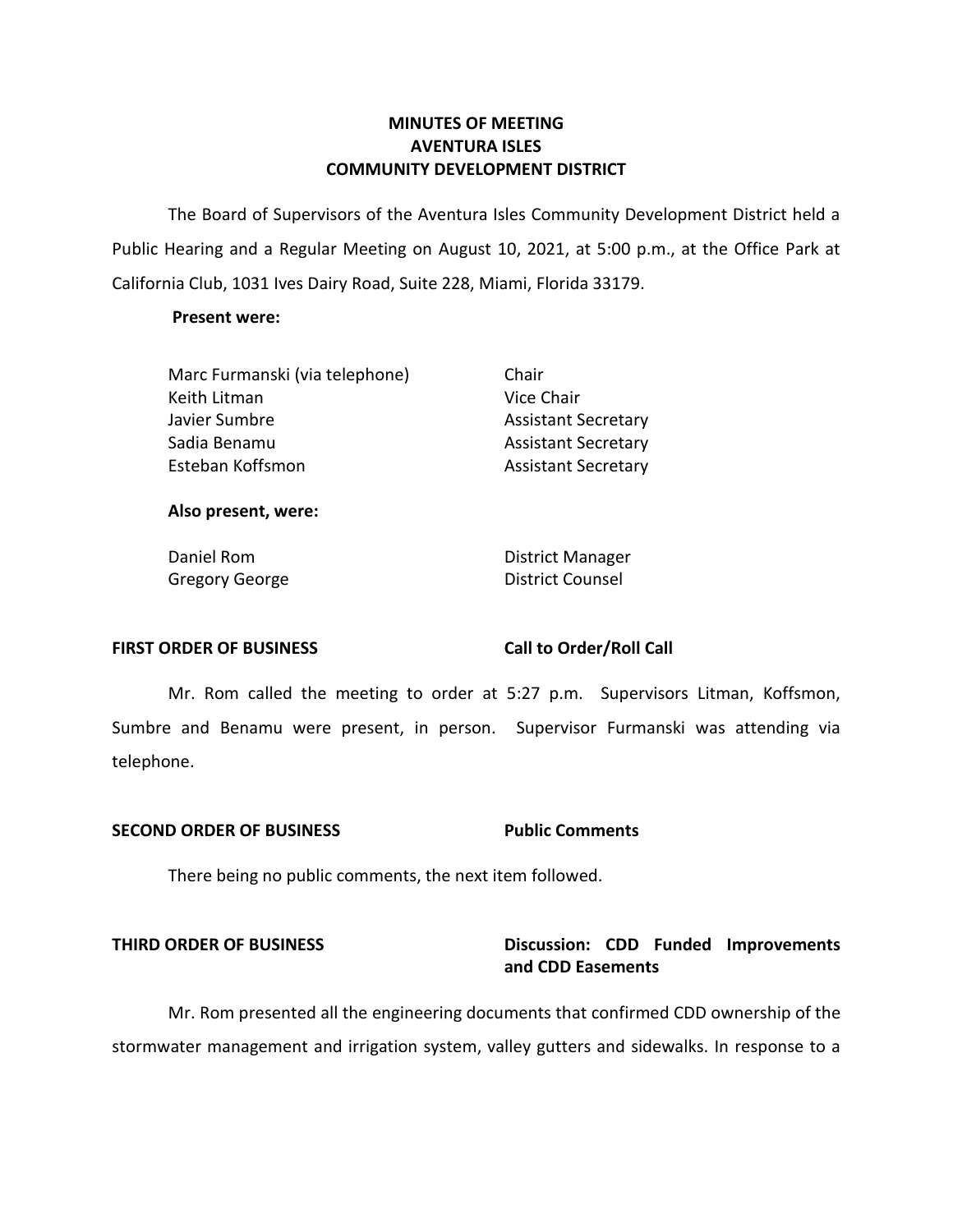# MINUTES OF MEETING
# AVENTURA ISLES
# COMMUNITY DEVELOPMENT DISTRICT

The Board of Supervisors of the Aventura Isles Community Development District held a Public Hearing and a Regular Meeting on August 10, 2021, at 5:00 p.m., at the Office Park at California Club, 1031 Ives Dairy Road, Suite 228, Miami, Florida 33179.

**Present were:**

| | |
|---|---|
| Marc Furmanski (via telephone) | Chair |
| Keith Litman | Vice Chair |
| Javier Sumbre | Assistant Secretary |
| Sadia Benamu | Assistant Secretary |
| Esteban Koffsmon | Assistant Secretary |

**Also present, were:**

| | |
|---|---|
| Daniel Rom | District Manager |
| Gregory George | District Counsel |

**FIRST ORDER OF BUSINESS** **Call to Order/Roll Call**

Mr. Rom called the meeting to order at 5:27 p.m. Supervisors Litman, Koffsmon, Sumbre and Benamu were present, in person. Supervisor Furmanski was attending via telephone.

**SECOND ORDER OF BUSINESS** **Public Comments**

There being no public comments, the next item followed.

**THIRD ORDER OF BUSINESS** **Discussion: CDD Funded Improvements and CDD Easements**

Mr. Rom presented all the engineering documents that confirmed CDD ownership of the stormwater management and irrigation system, valley gutters and sidewalks. In response to a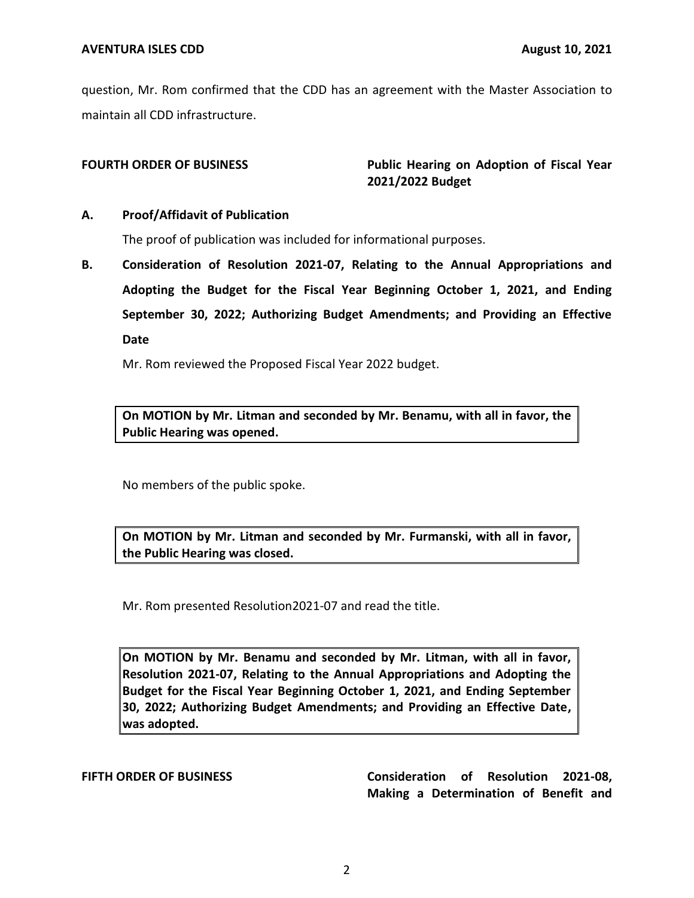question, Mr. Rom confirmed that the CDD has an agreement with the Master Association to maintain all CDD infrastructure.

**FOURTH ORDER OF BUSINESS** **Public Hearing on Adoption of Fiscal Year 2021/2022 Budget**

**A. Proof/Affidavit of Publication**

The proof of publication was included for informational purposes.

**B. Consideration of Resolution 2021-07, Relating to the Annual Appropriations and Adopting the Budget for the Fiscal Year Beginning October 1, 2021, and Ending September 30, 2022; Authorizing Budget Amendments; and Providing an Effective Date**

Mr. Rom reviewed the Proposed Fiscal Year 2022 budget.

**On MOTION by Mr. Litman and seconded by Mr. Benamu, with all in favor, the Public Hearing was opened.**

No members of the public spoke.

**On MOTION by Mr. Litman and seconded by Mr. Furmanski, with all in favor, the Public Hearing was closed.**

Mr. Rom presented Resolution2021-07 and read the title.

**On MOTION by Mr. Benamu and seconded by Mr. Litman, with all in favor, Resolution 2021-07, Relating to the Annual Appropriations and Adopting the Budget for the Fiscal Year Beginning October 1, 2021, and Ending September 30, 2022; Authorizing Budget Amendments; and Providing an Effective Date, was adopted.**

**FIFTH ORDER OF BUSINESS** **Consideration of Resolution 2021-08, Making a Determination of Benefit and**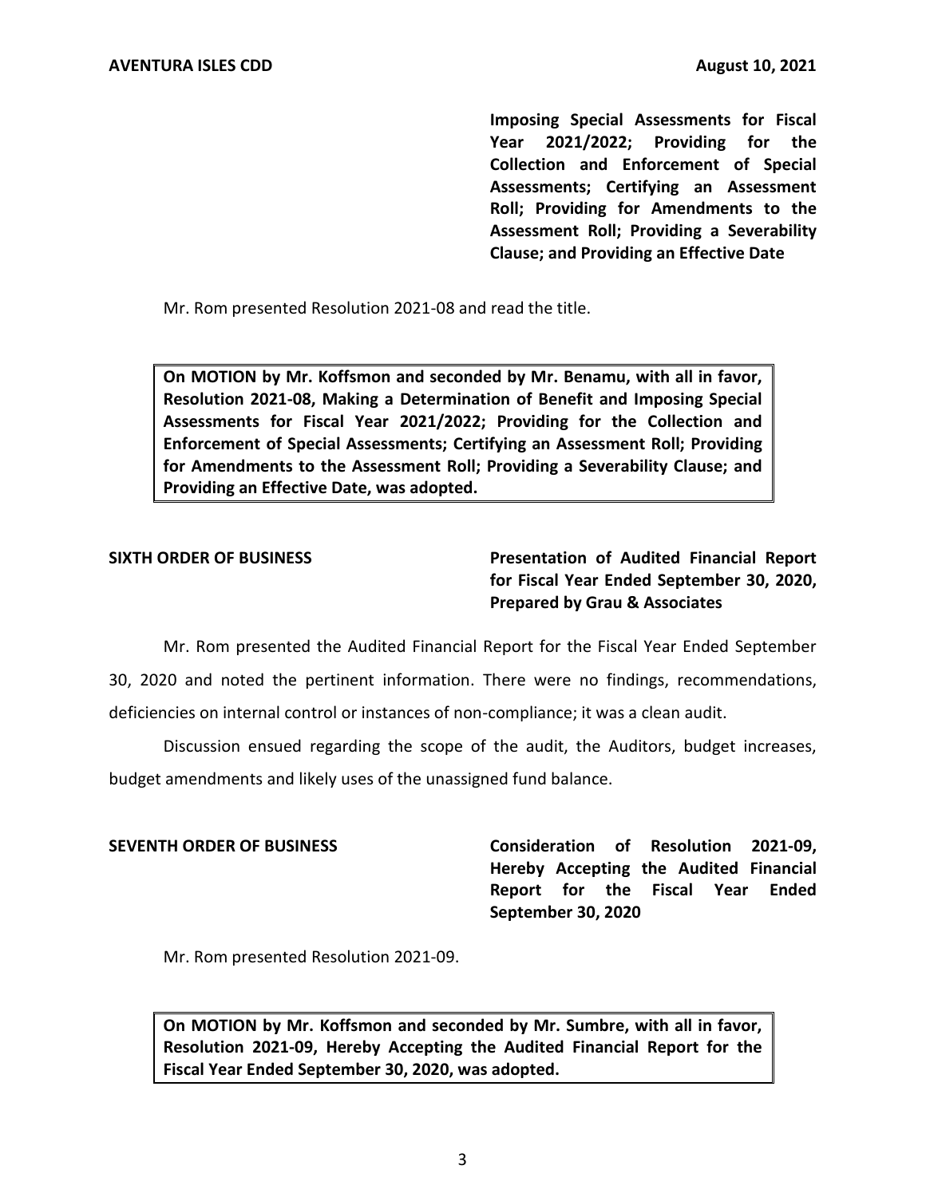**Imposing Special Assessments for Fiscal Year 2021/2022; Providing for the Collection and Enforcement of Special Assessments; Certifying an Assessment Roll; Providing for Amendments to the Assessment Roll; Providing a Severability Clause; and Providing an Effective Date**

Mr. Rom presented Resolution 2021-08 and read the title.

> **On MOTION by Mr. Koffsmon and seconded by Mr. Benamu, with all in favor, Resolution 2021-08, Making a Determination of Benefit and Imposing Special Assessments for Fiscal Year 2021/2022; Providing for the Collection and Enforcement of Special Assessments; Certifying an Assessment Roll; Providing for Amendments to the Assessment Roll; Providing a Severability Clause; and Providing an Effective Date, was adopted.**

**SIXTH ORDER OF BUSINESS** — **Presentation of Audited Financial Report for Fiscal Year Ended September 30, 2020, Prepared by Grau & Associates**

Mr. Rom presented the Audited Financial Report for the Fiscal Year Ended September 30, 2020 and noted the pertinent information. There were no findings, recommendations, deficiencies on internal control or instances of non-compliance; it was a clean audit.

Discussion ensued regarding the scope of the audit, the Auditors, budget increases, budget amendments and likely uses of the unassigned fund balance.

**SEVENTH ORDER OF BUSINESS** — **Consideration of Resolution 2021-09, Hereby Accepting the Audited Financial Report for the Fiscal Year Ended September 30, 2020**

Mr. Rom presented Resolution 2021-09.

> **On MOTION by Mr. Koffsmon and seconded by Mr. Sumbre, with all in favor, Resolution 2021-09, Hereby Accepting the Audited Financial Report for the Fiscal Year Ended September 30, 2020, was adopted.**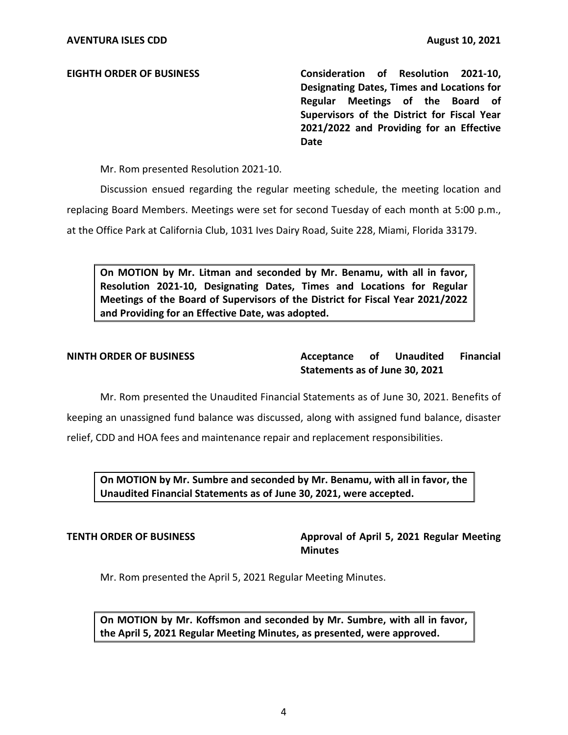**EIGHTH ORDER OF BUSINESS** — **Consideration of Resolution 2021-10, Designating Dates, Times and Locations for Regular Meetings of the Board of Supervisors of the District for Fiscal Year 2021/2022 and Providing for an Effective Date**

Mr. Rom presented Resolution 2021-10.

Discussion ensued regarding the regular meeting schedule, the meeting location and replacing Board Members. Meetings were set for second Tuesday of each month at 5:00 p.m., at the Office Park at California Club, 1031 Ives Dairy Road, Suite 228, Miami, Florida 33179.

> **On MOTION by Mr. Litman and seconded by Mr. Benamu, with all in favor, Resolution 2021-10, Designating Dates, Times and Locations for Regular Meetings of the Board of Supervisors of the District for Fiscal Year 2021/2022 and Providing for an Effective Date, was adopted.**

**NINTH ORDER OF BUSINESS** — **Acceptance of Unaudited Financial Statements as of June 30, 2021**

Mr. Rom presented the Unaudited Financial Statements as of June 30, 2021. Benefits of keeping an unassigned fund balance was discussed, along with assigned fund balance, disaster relief, CDD and HOA fees and maintenance repair and replacement responsibilities.

> **On MOTION by Mr. Sumbre and seconded by Mr. Benamu, with all in favor, the Unaudited Financial Statements as of June 30, 2021, were accepted.**

**TENTH ORDER OF BUSINESS** — **Approval of April 5, 2021 Regular Meeting Minutes**

Mr. Rom presented the April 5, 2021 Regular Meeting Minutes.

> **On MOTION by Mr. Koffsmon and seconded by Mr. Sumbre, with all in favor, the April 5, 2021 Regular Meeting Minutes, as presented, were approved.**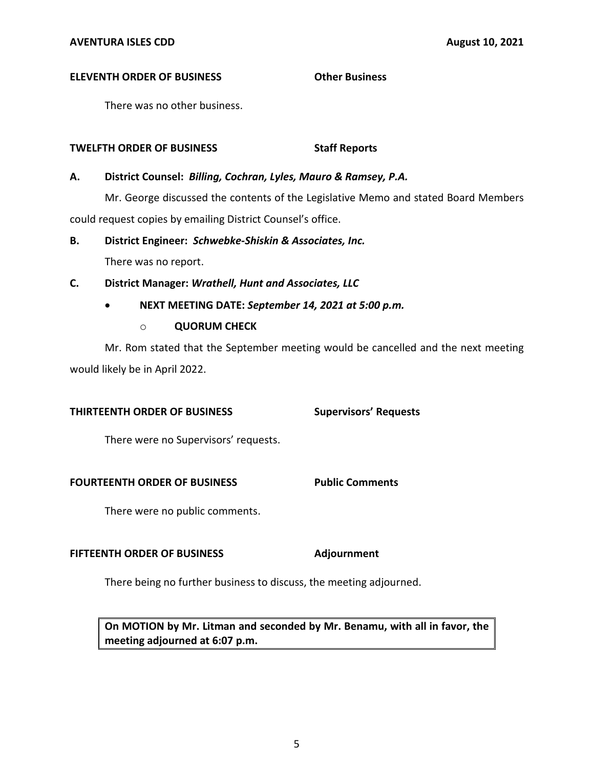**ELEVENTH ORDER OF BUSINESS** **Other Business**

There was no other business.

**TWELFTH ORDER OF BUSINESS** **Staff Reports**

**A. District Counsel: *Billing, Cochran, Lyles, Mauro & Ramsey, P.A.***

Mr. George discussed the contents of the Legislative Memo and stated Board Members could request copies by emailing District Counsel's office.

**B. District Engineer: *Schwebke-Shiskin & Associates, Inc.***

There was no report.

**C. District Manager: *Wrathell, Hunt and Associates, LLC***

- **NEXT MEETING DATE: *September 14, 2021 at 5:00 p.m.***
  - **QUORUM CHECK**

Mr. Rom stated that the September meeting would be cancelled and the next meeting would likely be in April 2022.

**THIRTEENTH ORDER OF BUSINESS** **Supervisors' Requests**

There were no Supervisors' requests.

**FOURTEENTH ORDER OF BUSINESS** **Public Comments**

There were no public comments.

**FIFTEENTH ORDER OF BUSINESS** **Adjournment**

There being no further business to discuss, the meeting adjourned.

**On MOTION by Mr. Litman and seconded by Mr. Benamu, with all in favor, the meeting adjourned at 6:07 p.m.**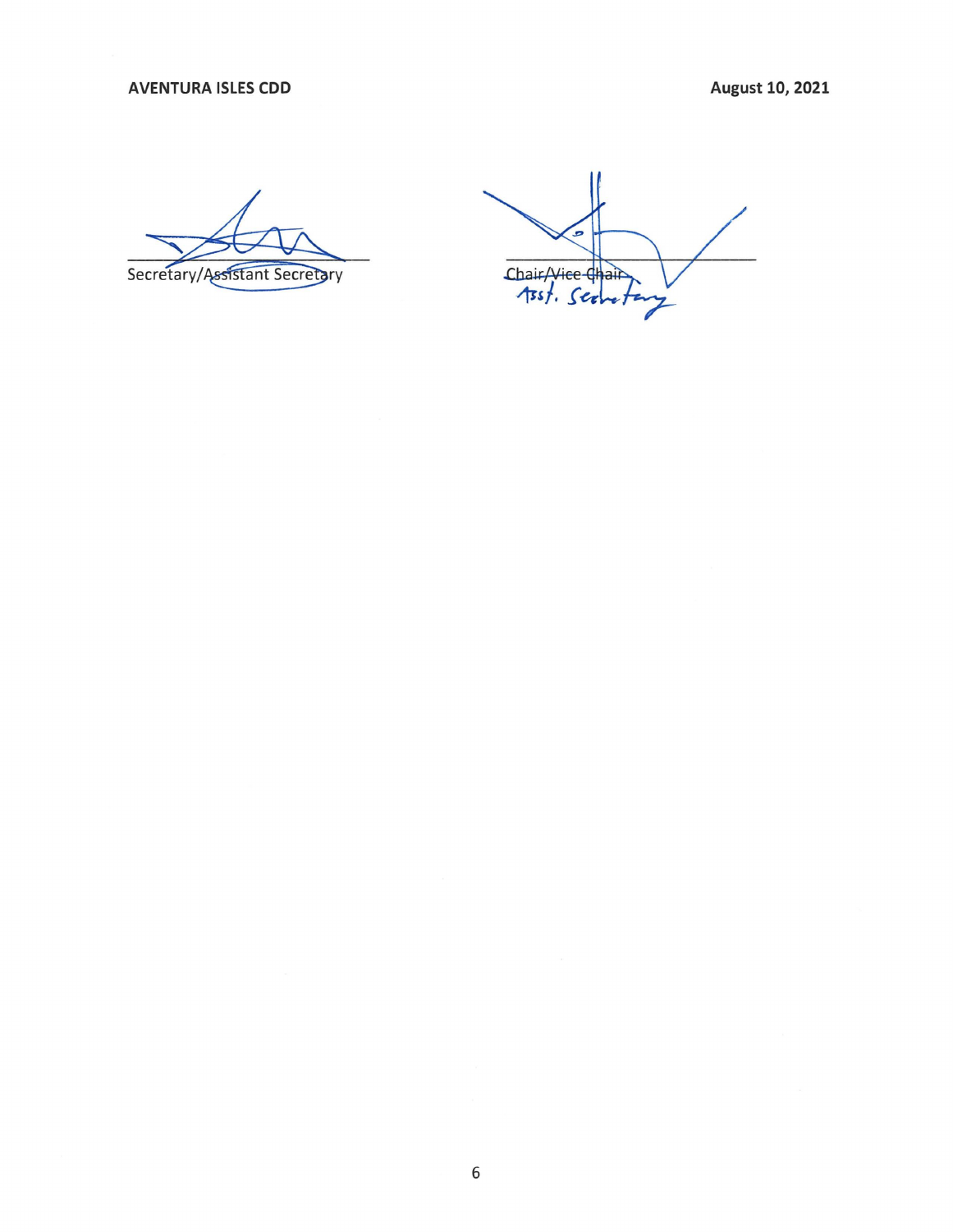______________________________
Secretary/Assistant Secretary

______________________________
~~Chair/Vice Chair~~
Asst. Secretary